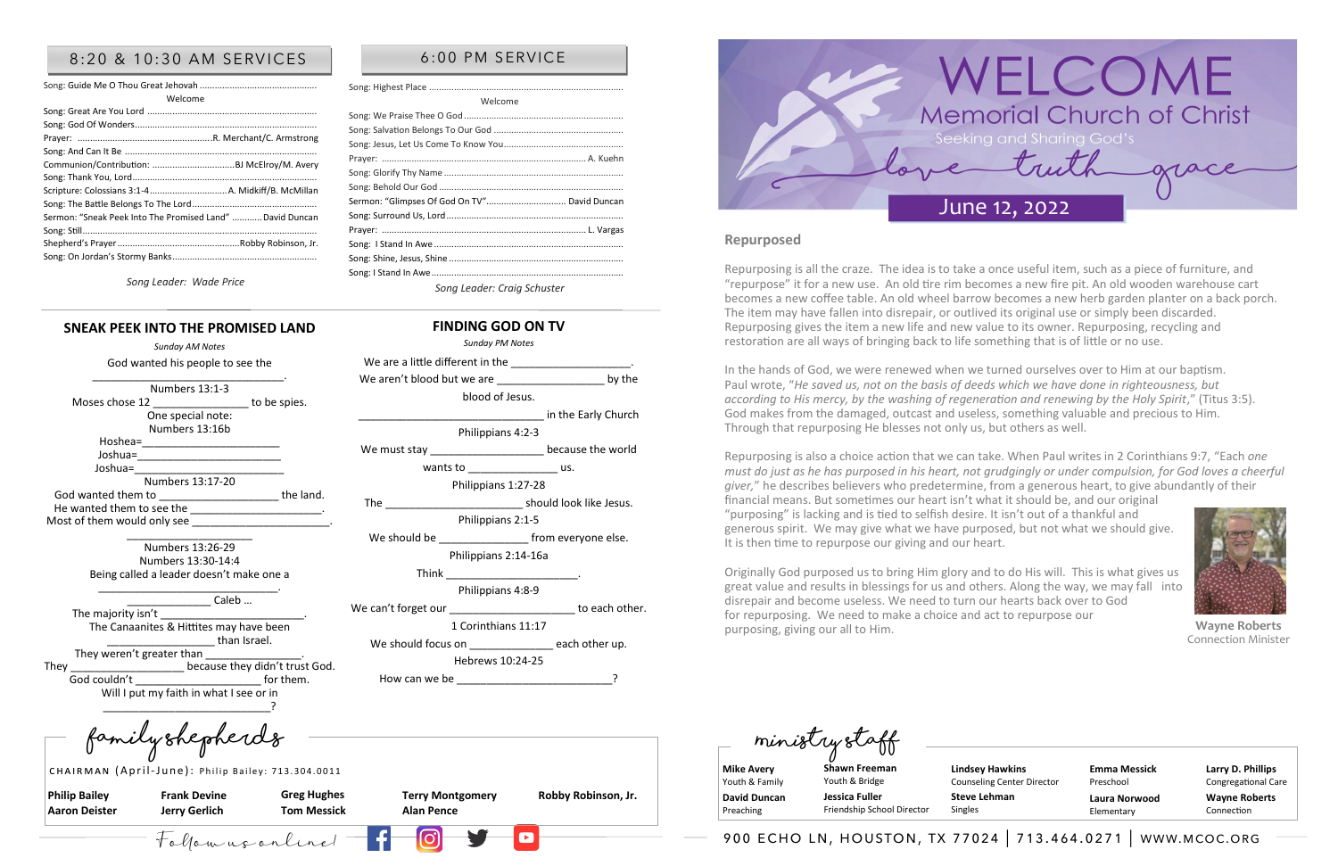## 8:20 & 10:30 AM SERVICES

Song: Guide Me O Thou Great Jehovah ..............................................

Welcome

Song: Great Are You Lord ..............................................

Song: God Of Wonders..............................................

Prayer: .............................................R. Merchant/C. Armstrong

Song: And Can It Be ..............................................

Communion/Contribution: ...............................BJ McElroy/M. Avery

Song: Thank You, Lord..............................................

Scripture: Colossians 3:1-4..............................A. Midkiff/B. McMillan

Song: The Battle Belongs To The Lord..............................................

Sermon: "Sneak Peek Into The Promised Land" ............David Duncan

Song: Still..............................................

Shepherd's Prayer..............................................Robby Robinson, Jr.

Song: On Jordan's Stormy Banks..............................................

*Song Leader: Wade Price*

## 6:00 PM SERVICE

Song: Highest Place ..............................................

Welcome

Song: We Praise Thee O God..............................................

Song: Salvation Belongs To Our God ..............................................

Song: Jesus, Let Us Come To Know You..............................................

Prayer: .............................................................. A. Kuehn

Song: Glorify Thy Name ..............................................

Song: Behold Our God ..............................................

Sermon: "Glimpses Of God On TV"............................... David Duncan

Song: Surround Us, Lord..............................................

Prayer: .............................................................. L. Vargas

Song: I Stand In Awe ..............................................

Song: Shine, Jesus, Shine ..............................................

Song: I Stand In Awe..............................................

*Song Leader: Craig Schuster*

## SNEAK PEEK INTO THE PROMISED LAND

*Sunday AM Notes*

God wanted his people to see the ______________________________.

Numbers 13:1-3

Moses chose 12 _______________ to be spies.

One special note:

Numbers 13:16b

Hoshea=______________________

Joshua=______________________

Joshua=______________________

Numbers 13:17-20

God wanted them to ___________________ the land.

He wanted them to see the ______________________.

Most of them would only see ______________________.

____________________

Numbers 13:26-29

Numbers 13:30-14:4

Being called a leader doesn't make one a ______________________________.

_______________ Caleb ...

The majority isn't _________________________.

The Canaanites & Hittites may have been _________________ than Israel.

They weren't greater than _______________.

They __________________ because they didn't trust God.

God couldn't ____________________ for them.

Will I put my faith in what I see or in ___________________________?

## FINDING GOD ON TV

*Sunday PM Notes*

We are a little different in the __________________.

We aren't blood but we are _________________ by the blood of Jesus.

______________________________ in the Early Church

Philippians 4:2-3

We must stay _________________ because the world wants to ______________ us.

Philippians 1:27-28

The _______________________ should look like Jesus.

Philippians 2:1-5

We should be ______________ from everyone else.

Philippians 2:14-16a

Think ___________________.

Philippians 4:8-9

We can't forget our ___________________ to each other.

1 Corinthians 11:17

We should focus on _____________ each other up.

Hebrews 10:24-25

How can we be _________________________?

# WELCOME

## Memorial Church of Christ

Seeking and Sharing God's love truth grace

**June 12, 2022**

### Repurposed

Repurposing is all the craze. The idea is to take a once useful item, such as a piece of furniture, and "repurpose" it for a new use. An old tire rim becomes a new fire pit. An old wooden warehouse cart becomes a new coffee table. An old wheel barrow becomes a new herb garden planter on a back porch. The item may have fallen into disrepair, or outlived its original use or simply been discarded. Repurposing gives the item a new life and new value to its owner. Repurposing, recycling and restoration are all ways of bringing back to life something that is of little or no use.

In the hands of God, we were renewed when we turned ourselves over to Him at our baptism. Paul wrote, "*He saved us, not on the basis of deeds which we have done in righteousness, but according to His mercy, by the washing of regeneration and renewing by the Holy Spirit*," (Titus 3:5). God makes from the damaged, outcast and useless, something valuable and precious to Him. Through that repurposing He blesses not only us, but others as well.

Repurposing is also a choice action that we can take. When Paul writes in 2 Corinthians 9:7, "Each *one must do just as he has purposed in his heart, not grudgingly or under compulsion, for God loves a cheerful giver,*" he describes believers who predetermine, from a generous heart, to give abundantly of their financial means. But sometimes our heart isn't what it should be, and our original "purposing" is lacking and is tied to selfish desire. It isn't out of a thankful and generous spirit. We may give what we have purposed, but not what we should give. It is then time to repurpose our giving and our heart.

Originally God purposed us to bring Him glory and to do His will. This is what gives us great value and results in blessings for us and others. Along the way, we may fall into disrepair and become useless. We need to turn our hearts back over to God for repurposing. We need to make a choice and act to repurpose our purposing, giving our all to Him.

**Wayne Roberts**
Connection Minister

### family shepherds

CHAIRMAN (April-June): Philip Bailey: 713.304.0011

**Philip Bailey** · **Aaron Deister** · **Frank Devine** · **Jerry Gerlich** · **Greg Hughes** · **Tom Messick** · **Terry Montgomery** · **Alan Pence** · **Robby Robinson, Jr.**

Follow us online!

### ministry staff

- **Mike Avery** – Youth & Family
- **David Duncan** – Preaching
- **Shawn Freeman** – Youth & Bridge
- **Jessica Fuller** – Friendship School Director
- **Lindsey Hawkins** – Counseling Center Director
- **Steve Lehman** – Singles
- **Emma Messick** – Preschool
- **Laura Norwood** – Elementary
- **Larry D. Phillips** – Congregational Care
- **Wayne Roberts** – Connection

900 ECHO LN, HOUSTON, TX 77024 | 713.464.0271 | WWW.MCOC.ORG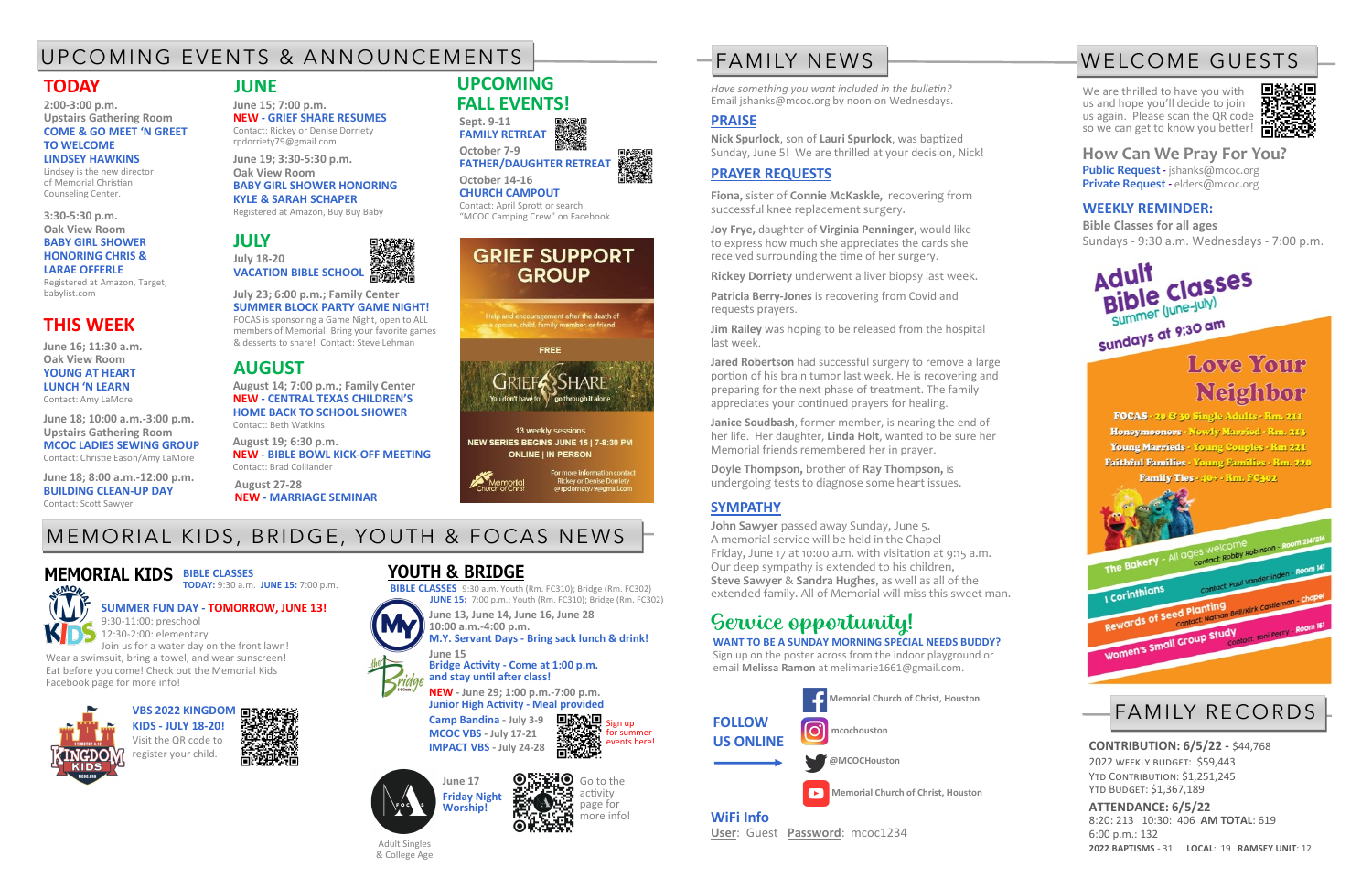# UPCOMING EVENTS & ANNOUNCEMENTS

## TODAY

**2:00-3:00 p.m.**
**Upstairs Gathering Room**
**COME & GO MEET 'N GREET TO WELCOME LINDSEY HAWKINS**
Lindsey is the new director of Memorial Christian Counseling Center.

**3:30-5:30 p.m.**
**Oak View Room**
**BABY GIRL SHOWER HONORING CHRIS & LARAE OFFERLE**
Registered at Amazon, Target, babylist.com

## THIS WEEK

**June 16; 11:30 a.m.**
**Oak View Room**
**YOUNG AT HEART LUNCH 'N LEARN**
Contact: Amy LaMore

**June 18; 10:00 a.m.-3:00 p.m.**
**Upstairs Gathering Room**
**MCOC LADIES SEWING GROUP**
Contact: Christie Eason/Amy LaMore

**June 18; 8:00 a.m.-12:00 p.m.**
**BUILDING CLEAN-UP DAY**
Contact: Scott Sawyer

## JUNE

**June 15; 7:00 p.m.**
**NEW - GRIEF SHARE RESUMES**
Contact: Rickey or Denise Dorriety
rpdorriety79@gmail.com

**June 19; 3:30-5:30 p.m.**
**Oak View Room**
**BABY GIRL SHOWER HONORING KYLE & SARAH SCHAPER**
Registered at Amazon, Buy Buy Baby

## JULY

**July 18-20**
**VACATION BIBLE SCHOOL**

**July 23; 6:00 p.m.; Family Center**
**SUMMER BLOCK PARTY GAME NIGHT!**
FOCAS is sponsoring a Game Night, open to ALL members of Memorial! Bring your favorite games & desserts to share! Contact: Steve Lehman

## AUGUST

**August 14; 7:00 p.m.; Family Center**
**NEW - CENTRAL TEXAS CHILDREN'S HOME BACK TO SCHOOL SHOWER**
Contact: Beth Watkins

**August 19; 6:30 p.m.**
**NEW - BIBLE BOWL KICK-OFF MEETING**
Contact: Brad Colliander

**August 27-28**
**NEW - MARRIAGE SEMINAR**

## UPCOMING FALL EVENTS!

**Sept. 9-11**
**FAMILY RETREAT**

**October 7-9**
**FATHER/DAUGHTER RETREAT**

**October 14-16**
**CHURCH CAMPOUT**
Contact: April Sprott or search "MCOC Camping Crew" on Facebook.

### GRIEF SUPPORT GROUP

Help and encouragement after the death of a spouse, child, family member, or friend

FREE

GRIEFSHARE
You don't have to go through it alone

13 weekly sessions
NEW SERIES BEGINS JUNE 15 | 7-8:30 PM
ONLINE | IN-PERSON

For more information contact Rickey or Denise Dorriety @rpdorriety79@gmail.com

Memorial Church of Christ

# MEMORIAL KIDS, BRIDGE, YOUTH & FOCAS NEWS

## MEMORIAL KIDS

**BIBLE CLASSES**
**TODAY:** 9:30 a.m. **JUNE 15:** 7:00 p.m.

**SUMMER FUN DAY - TOMORROW, JUNE 13!**
9:30-11:00: preschool
12:30-2:00: elementary
Join us for a water day on the front lawn! Wear a swimsuit, bring a towel, and wear sunscreen! Eat before you come! Check out the Memorial Kids Facebook page for more info!

**VBS 2022 KINGDOM KIDS - JULY 18-20!**
Visit the QR code to register your child.

## YOUTH & BRIDGE

**BIBLE CLASSES** 9:30 a.m. Youth (Rm. FC310); Bridge (Rm. FC302)
**JUNE 15:** 7:00 p.m.; Youth (Rm. FC310); Bridge (Rm. FC302)

**June 13, June 14, June 16, June 28**
**10:00 a.m.-4:00 p.m.**
**M.Y. Servant Days - Bring sack lunch & drink!**

**June 15**
**Bridge Activity - Come at 1:00 p.m. and stay until after class!**

**NEW - June 29; 1:00 p.m.-7:00 p.m.**
**Junior High Activity - Meal provided**

**Camp Bandina - July 3-9**
**MCOC VBS - July 17-21**
**IMPACT VBS - July 24-28**

Sign up for summer events here!

**June 17**
**Friday Night Worship!**

Go to the activity page for more info!

Adult Singles & College Age

# FAMILY NEWS

*Have something you want included in the bulletin?*
Email jshanks@mcoc.org by noon on Wednesdays.

## PRAISE

**Nick Spurlock**, son of **Lauri Spurlock**, was baptized Sunday, June 5! We are thrilled at your decision, Nick!

## PRAYER REQUESTS

**Fiona,** sister of **Connie McKaskle,** recovering from successful knee replacement surgery.

**Joy Frye,** daughter of **Virginia Penninger,** would like to express how much she appreciates the cards she received surrounding the time of her surgery.

**Rickey Dorriety** underwent a liver biopsy last week.

**Patricia Berry-Jones** is recovering from Covid and requests prayers.

**Jim Railey** was hoping to be released from the hospital last week.

**Jared Robertson** had successful surgery to remove a large portion of his brain tumor last week. He is recovering and preparing for the next phase of treatment. The family appreciates your continued prayers for healing.

**Janice Soudbash**, former member, is nearing the end of her life. Her daughter, **Linda Holt**, wanted to be sure her Memorial friends remembered her in prayer.

**Doyle Thompson,** brother of **Ray Thompson,** is undergoing tests to diagnose some heart issues.

## SYMPATHY

**John Sawyer** passed away Sunday, June 5. A memorial service will be held in the Chapel Friday, June 17 at 10:00 a.m. with visitation at 9:15 a.m. Our deep sympathy is extended to his children, **Steve Sawyer** & **Sandra Hughes,** as well as all of the extended family. All of Memorial will miss this sweet man.

## Service opportunity!

**WANT TO BE A SUNDAY MORNING SPECIAL NEEDS BUDDY?**
Sign up on the poster across from the indoor playground or email **Melissa Ramon** at melimarie1661@gmail.com.

**FOLLOW US ONLINE**

- Memorial Church of Christ, Houston
- mcochouston
- @MCOCHouston
- Memorial Church of Christ, Houston

**WiFi Info**
User: Guest Password: mcoc1234

# WELCOME GUESTS

We are thrilled to have you with us and hope you'll decide to join us again. Please scan the QR code so we can get to know you better!

## How Can We Pray For You?

**Public Request -** jshanks@mcoc.org
**Private Request -** elders@mcoc.org

## WEEKLY REMINDER:

**Bible Classes for all ages**
Sundays - 9:30 a.m. Wednesdays - 7:00 p.m.

### Adult Bible Classes
Summer (June-July)
Sundays at 9:30 am

**Love Your Neighbor**

- FOCAS - 20 & 30 Single Adults - Rm. 211
- Honeymooners - Newly Married - Rm. 213
- Young Marrieds - Young Couples - Rm. 221
- Faithful Families - Young Families - Rm. 220
- Family Ties - 40+ - Rm. FC302

- The Bakery - All ages welcome - Contact: Robby Robinson - Room 214/216
- I Corinthians - Contact: Paul Vanderlinden - Room 161
- Rewards of Seed Planting - Contact: Nathan Bell/Kirk Castleman - Chapel
- Women's Small Group Study - Contact: Toni Perry - Room 151

# FAMILY RECORDS

**CONTRIBUTION: 6/5/22 -** $44,768
2022 WEEKLY BUDGET: $59,443
YTD CONTRIBUTION: $1,251,245
YTD BUDGET: $1,367,189

**ATTENDANCE: 6/5/22**
8:20: 213 10:30: 406 **AM TOTAL:** 619
6:00 p.m.: 132
**2022 BAPTISMS** - 31 **LOCAL**: 19 **RAMSEY UNIT**: 12